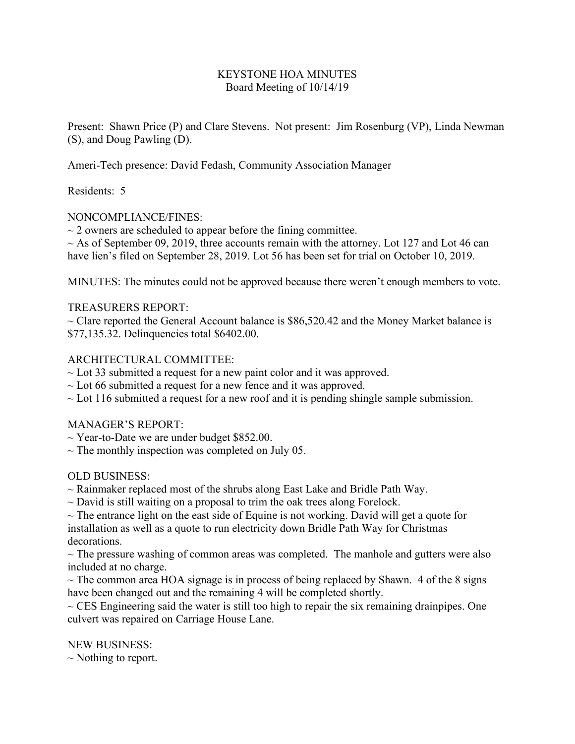# KEYSTONE HOA MINUTES

Board Meeting of 10/14/19

Present: Shawn Price (P) and Clare Stevens. Not present: Jim Rosenburg (VP), Linda Newman (S), and Doug Pawling (D).

Ameri-Tech presence: David Fedash, Community Association Manager

Residents: 5

## NONCOMPLIANCE/FINES:

~ 2 owners are scheduled to appear before the fining committee.
~ As of September 09, 2019, three accounts remain with the attorney. Lot 127 and Lot 46 can have lien's filed on September 28, 2019. Lot 56 has been set for trial on October 10, 2019.

MINUTES: The minutes could not be approved because there weren't enough members to vote.

## TREASURERS REPORT:

~ Clare reported the General Account balance is $86,520.42 and the Money Market balance is $77,135.32. Delinquencies total $6402.00.

## ARCHITECTURAL COMMITTEE:

~ Lot 33 submitted a request for a new paint color and it was approved.
~ Lot 66 submitted a request for a new fence and it was approved.
~ Lot 116 submitted a request for a new roof and it is pending shingle sample submission.

## MANAGER'S REPORT:

~ Year-to-Date we are under budget $852.00.
~ The monthly inspection was completed on July 05.

## OLD BUSINESS:

~ Rainmaker replaced most of the shrubs along East Lake and Bridle Path Way.
~ David is still waiting on a proposal to trim the oak trees along Forelock.
~ The entrance light on the east side of Equine is not working. David will get a quote for installation as well as a quote to run electricity down Bridle Path Way for Christmas decorations.
~ The pressure washing of common areas was completed. The manhole and gutters were also included at no charge.
~ The common area HOA signage is in process of being replaced by Shawn. 4 of the 8 signs have been changed out and the remaining 4 will be completed shortly.
~ CES Engineering said the water is still too high to repair the six remaining drainpipes. One culvert was repaired on Carriage House Lane.

## NEW BUSINESS:

~ Nothing to report.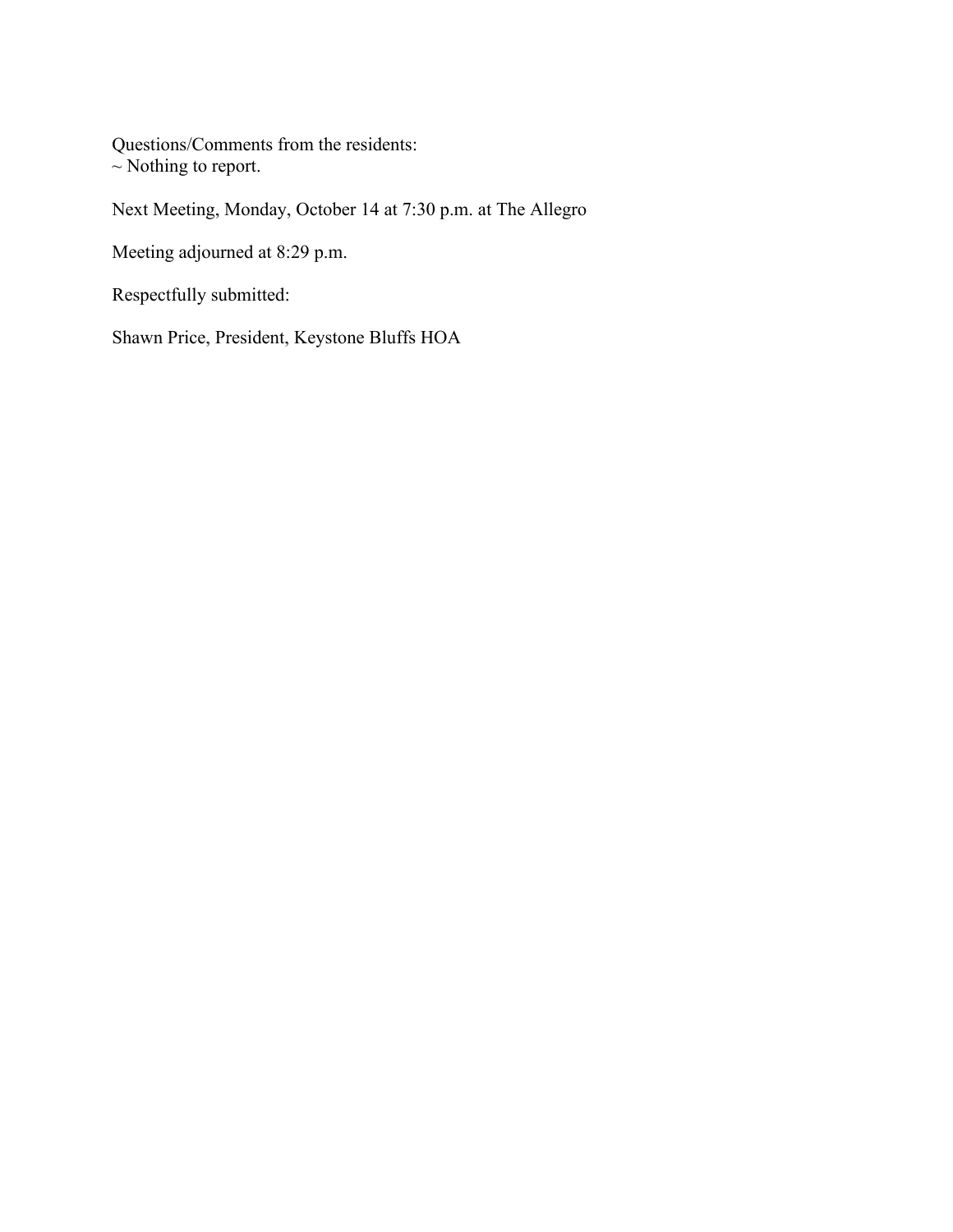Questions/Comments from the residents:
~ Nothing to report.

Next Meeting, Monday, October 14 at 7:30 p.m. at The Allegro

Meeting adjourned at 8:29 p.m.

Respectfully submitted:

Shawn Price, President, Keystone Bluffs HOA